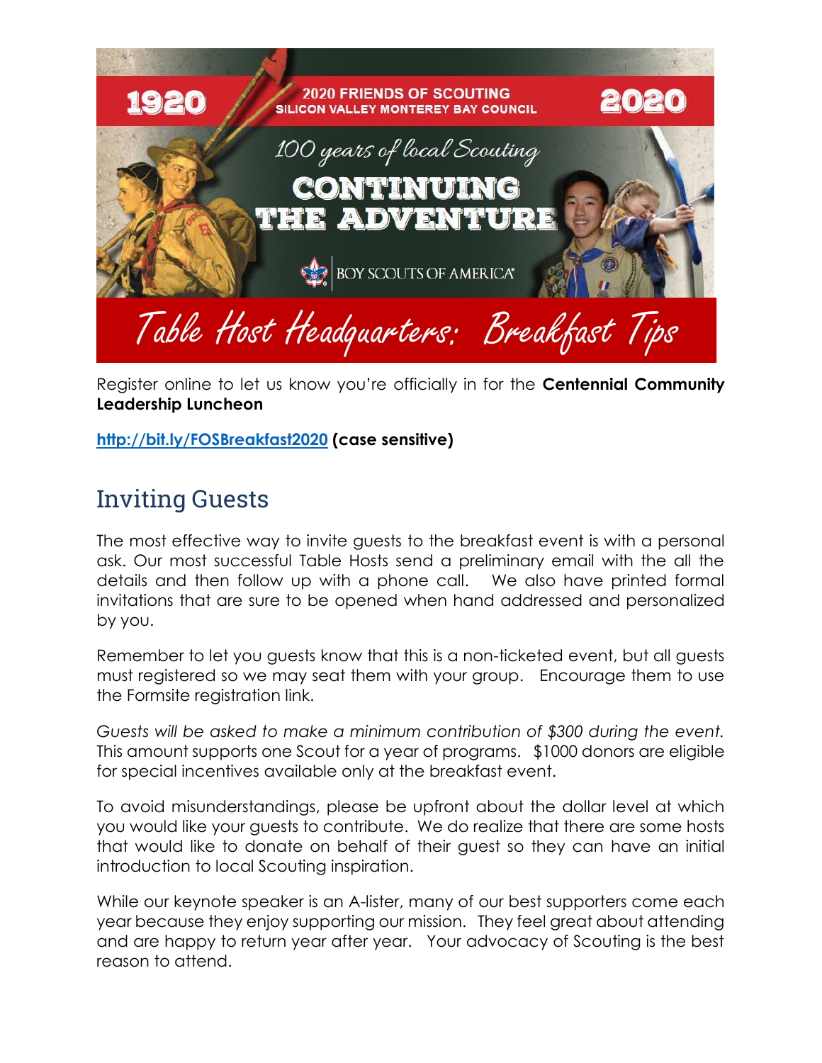# Table Host Headquarters: Breakfast Tips

Register online to let us know you're officially in for the **Centennial Community Leadership Luncheon**

**http://bit.ly/FOSBreakfast2020 (case sensitive)**

## Inviting Guests

The most effective way to invite guests to the breakfast event is with a personal ask. Our most successful Table Hosts send a preliminary email with the all the details and then follow up with a phone call. We also have printed formal invitations that are sure to be opened when hand addressed and personalized by you.

Remember to let you guests know that this is a non-ticketed event, but all guests must registered so we may seat them with your group. Encourage them to use the Formsite registration link.

*Guests will be asked to make a minimum contribution of $300 during the event.* This amount supports one Scout for a year of programs. $1000 donors are eligible for special incentives available only at the breakfast event.

To avoid misunderstandings, please be upfront about the dollar level at which you would like your guests to contribute. We do realize that there are some hosts that would like to donate on behalf of their guest so they can have an initial introduction to local Scouting inspiration.

While our keynote speaker is an A-lister, many of our best supporters come each year because they enjoy supporting our mission. They feel great about attending and are happy to return year after year. Your advocacy of Scouting is the best reason to attend.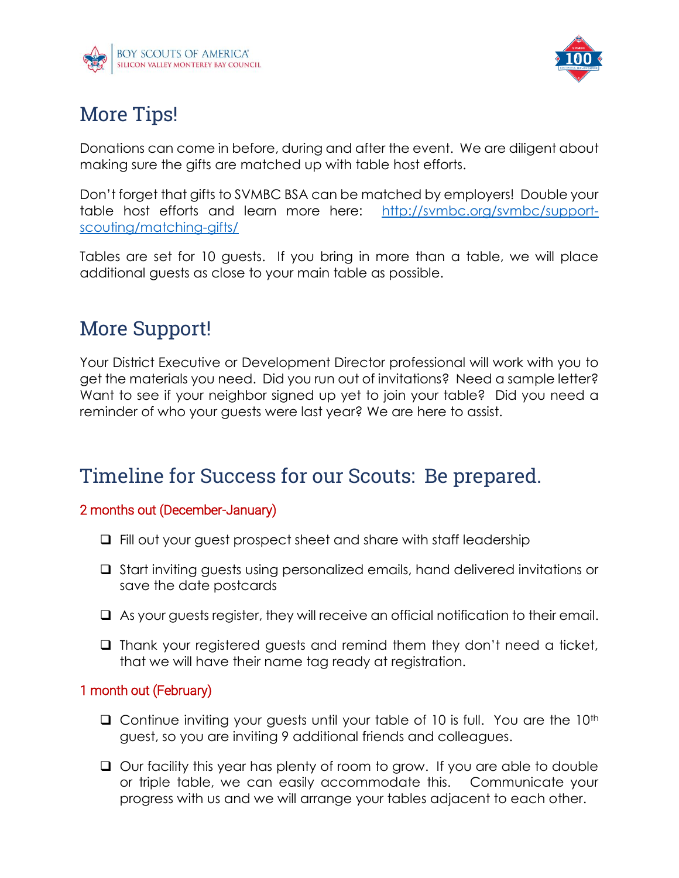## More Tips!

Donations can come in before, during and after the event. We are diligent about making sure the gifts are matched up with table host efforts.

Don't forget that gifts to SVMBC BSA can be matched by employers! Double your table host efforts and learn more here: http://svmbc.org/svmbc/support-scouting/matching-gifts/

Tables are set for 10 guests. If you bring in more than a table, we will place additional guests as close to your main table as possible.

## More Support!

Your District Executive or Development Director professional will work with you to get the materials you need. Did you run out of invitations? Need a sample letter? Want to see if your neighbor signed up yet to join your table? Did you need a reminder of who your guests were last year? We are here to assist.

## Timeline for Success for our Scouts: Be prepared.

### 2 months out (December-January)

- ❑ Fill out your guest prospect sheet and share with staff leadership
- ❑ Start inviting guests using personalized emails, hand delivered invitations or save the date postcards
- ❑ As your guests register, they will receive an official notification to their email.
- ❑ Thank your registered guests and remind them they don't need a ticket, that we will have their name tag ready at registration.

### 1 month out (February)

- ❑ Continue inviting your guests until your table of 10 is full. You are the 10th guest, so you are inviting 9 additional friends and colleagues.
- ❑ Our facility this year has plenty of room to grow. If you are able to double or triple table, we can easily accommodate this. Communicate your progress with us and we will arrange your tables adjacent to each other.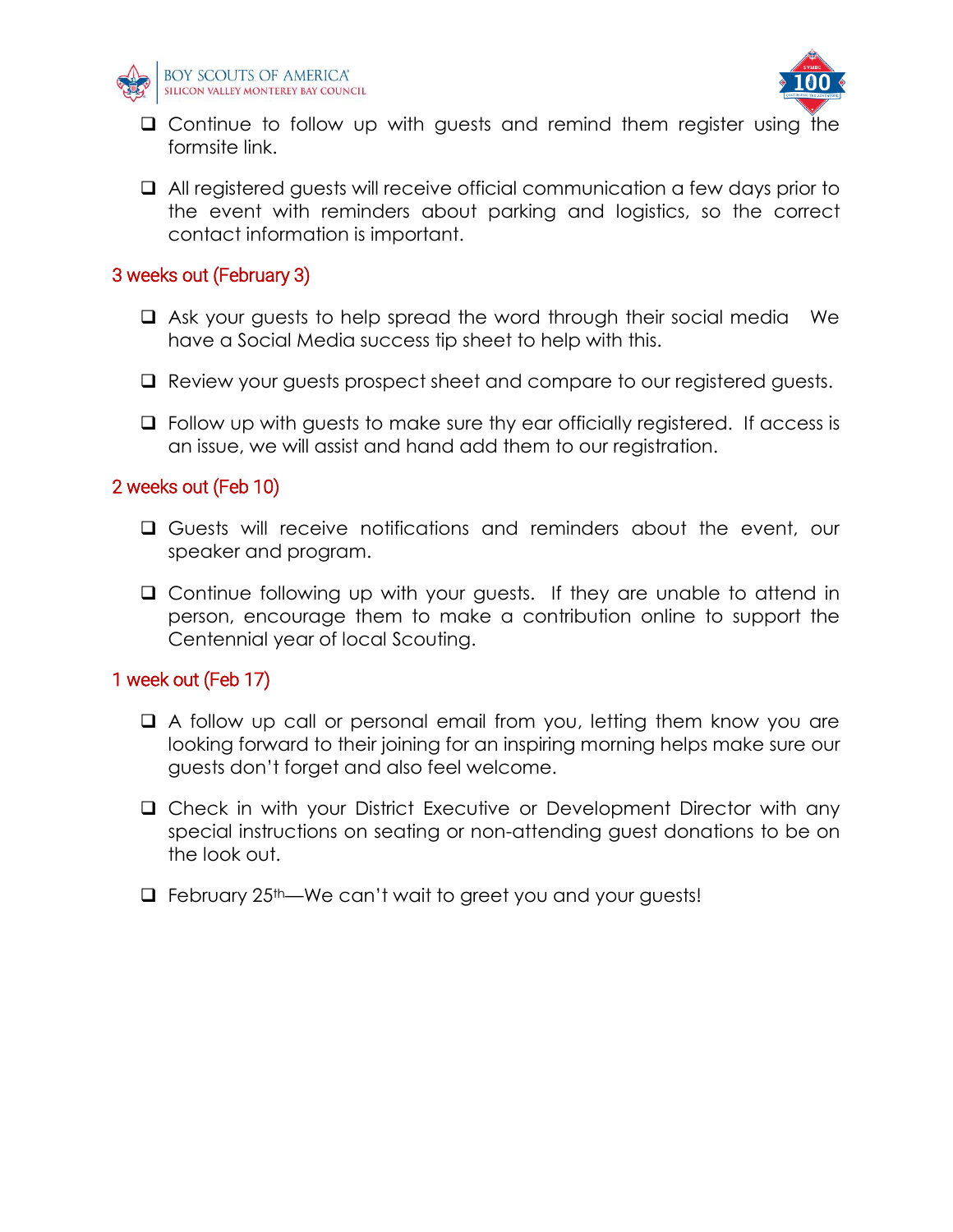- [ ] Continue to follow up with guests and remind them register using the formsite link.

- [ ] All registered guests will receive official communication a few days prior to the event with reminders about parking and logistics, so the correct contact information is important.

## 3 weeks out (February 3)

- [ ] Ask your guests to help spread the word through their social media We have a Social Media success tip sheet to help with this.

- [ ] Review your guests prospect sheet and compare to our registered guests.

- [ ] Follow up with guests to make sure thy ear officially registered. If access is an issue, we will assist and hand add them to our registration.

## 2 weeks out (Feb 10)

- [ ] Guests will receive notifications and reminders about the event, our speaker and program.

- [ ] Continue following up with your guests. If they are unable to attend in person, encourage them to make a contribution online to support the Centennial year of local Scouting.

## 1 week out (Feb 17)

- [ ] A follow up call or personal email from you, letting them know you are looking forward to their joining for an inspiring morning helps make sure our guests don't forget and also feel welcome.

- [ ] Check in with your District Executive or Development Director with any special instructions on seating or non-attending guest donations to be on the look out.

- [ ] February 25th—We can't wait to greet you and your guests!